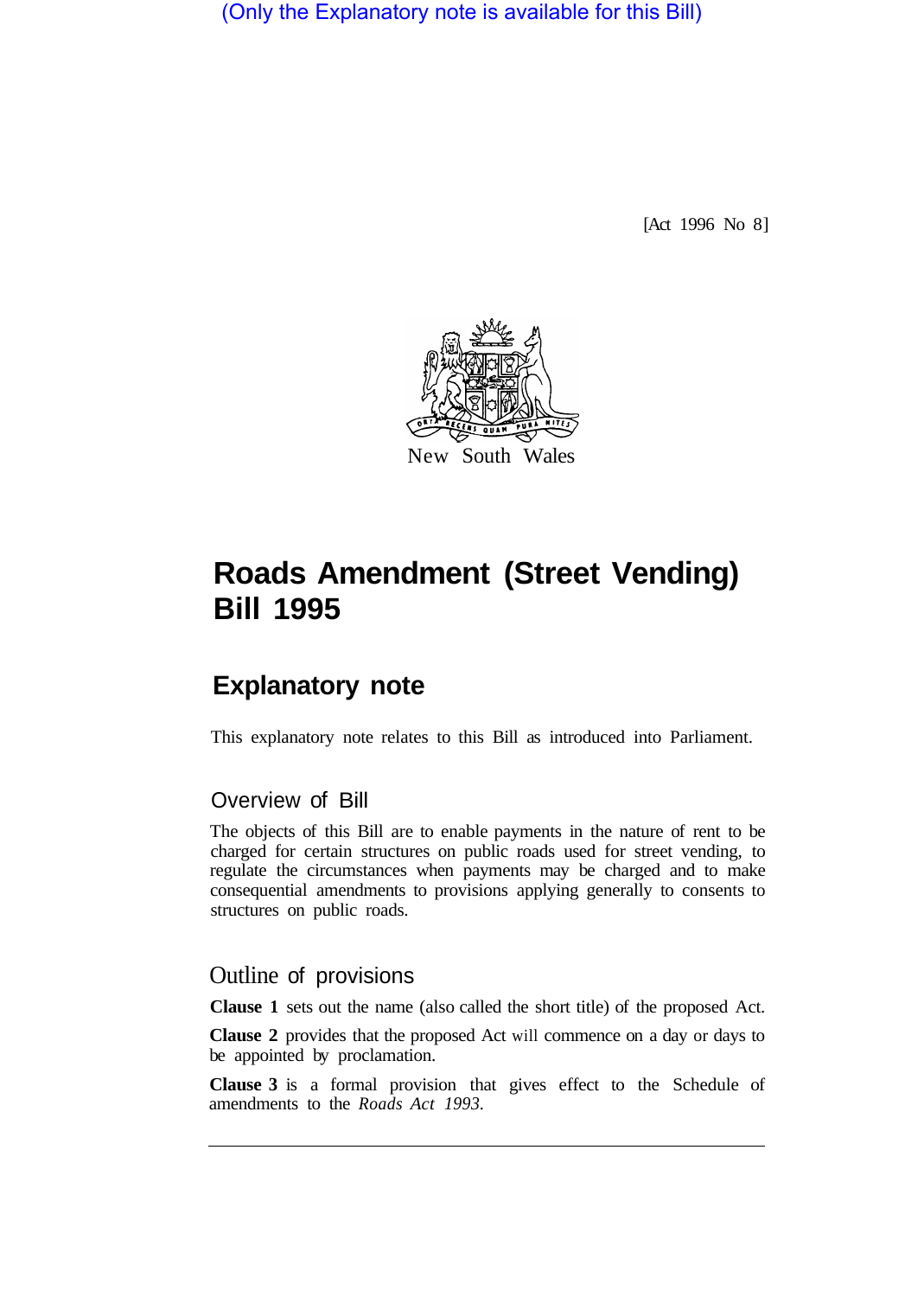(Only the Explanatory note is available for this Bill)

[Act 1996 No 8]

New South Wales

# Roads Amendment (Street Vending) Bill 1995

## Explanatory note

This explanatory note relates to this Bill as introduced into Parliament.

### Overview of Bill

The objects of this Bill are to enable payments in the nature of rent to be charged for certain structures on public roads used for street vending, to regulate the circumstances when payments may be charged and to make consequential amendments to provisions applying generally to consents to structures on public roads.

### Outline of provisions

**Clause 1** sets out the name (also called the short title) of the proposed Act.

**Clause 2** provides that the proposed Act will commence on a day or days to be appointed by proclamation.

**Clause 3** is a formal provision that gives effect to the Schedule of amendments to the *Roads Act 1993.*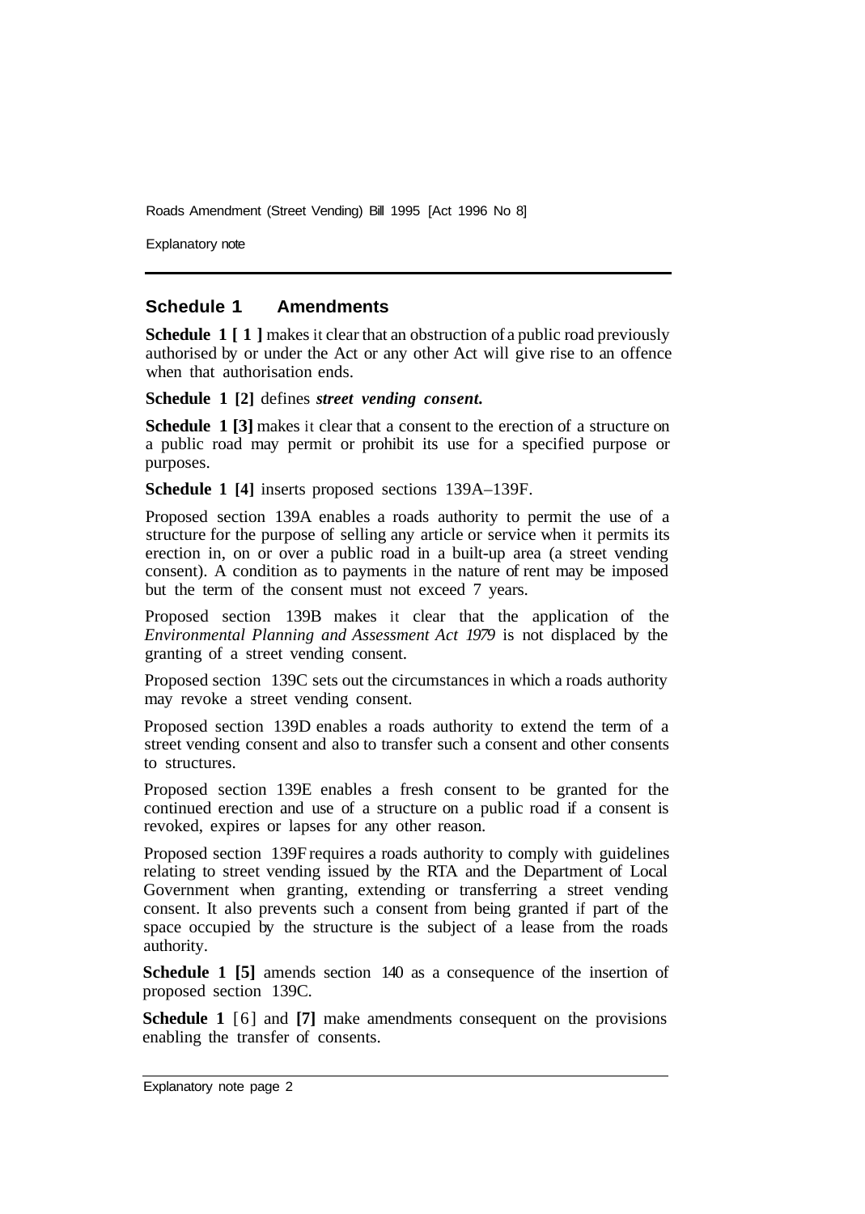## Schedule 1 Amendments

**Schedule 1 [1]** makes it clear that an obstruction of a public road previously authorised by or under the Act or any other Act will give rise to an offence when that authorisation ends.

**Schedule 1 [2]** defines ***street vending consent.***

**Schedule 1 [3]** makes it clear that a consent to the erection of a structure on a public road may permit or prohibit its use for a specified purpose or purposes.

**Schedule 1 [4]** inserts proposed sections 139A–139F.

Proposed section 139A enables a roads authority to permit the use of a structure for the purpose of selling any article or service when it permits its erection in, on or over a public road in a built-up area (a street vending consent). A condition as to payments in the nature of rent may be imposed but the term of the consent must not exceed 7 years.

Proposed section 139B makes it clear that the application of the *Environmental Planning and Assessment Act 1979* is not displaced by the granting of a street vending consent.

Proposed section 139C sets out the circumstances in which a roads authority may revoke a street vending consent.

Proposed section 139D enables a roads authority to extend the term of a street vending consent and also to transfer such a consent and other consents to structures.

Proposed section 139E enables a fresh consent to be granted for the continued erection and use of a structure on a public road if a consent is revoked, expires or lapses for any other reason.

Proposed section 139F requires a roads authority to comply with guidelines relating to street vending issued by the RTA and the Department of Local Government when granting, extending or transferring a street vending consent. It also prevents such a consent from being granted if part of the space occupied by the structure is the subject of a lease from the roads authority.

**Schedule 1 [5]** amends section 140 as a consequence of the insertion of proposed section 139C.

**Schedule 1** [6] and **[7]** make amendments consequent on the provisions enabling the transfer of consents.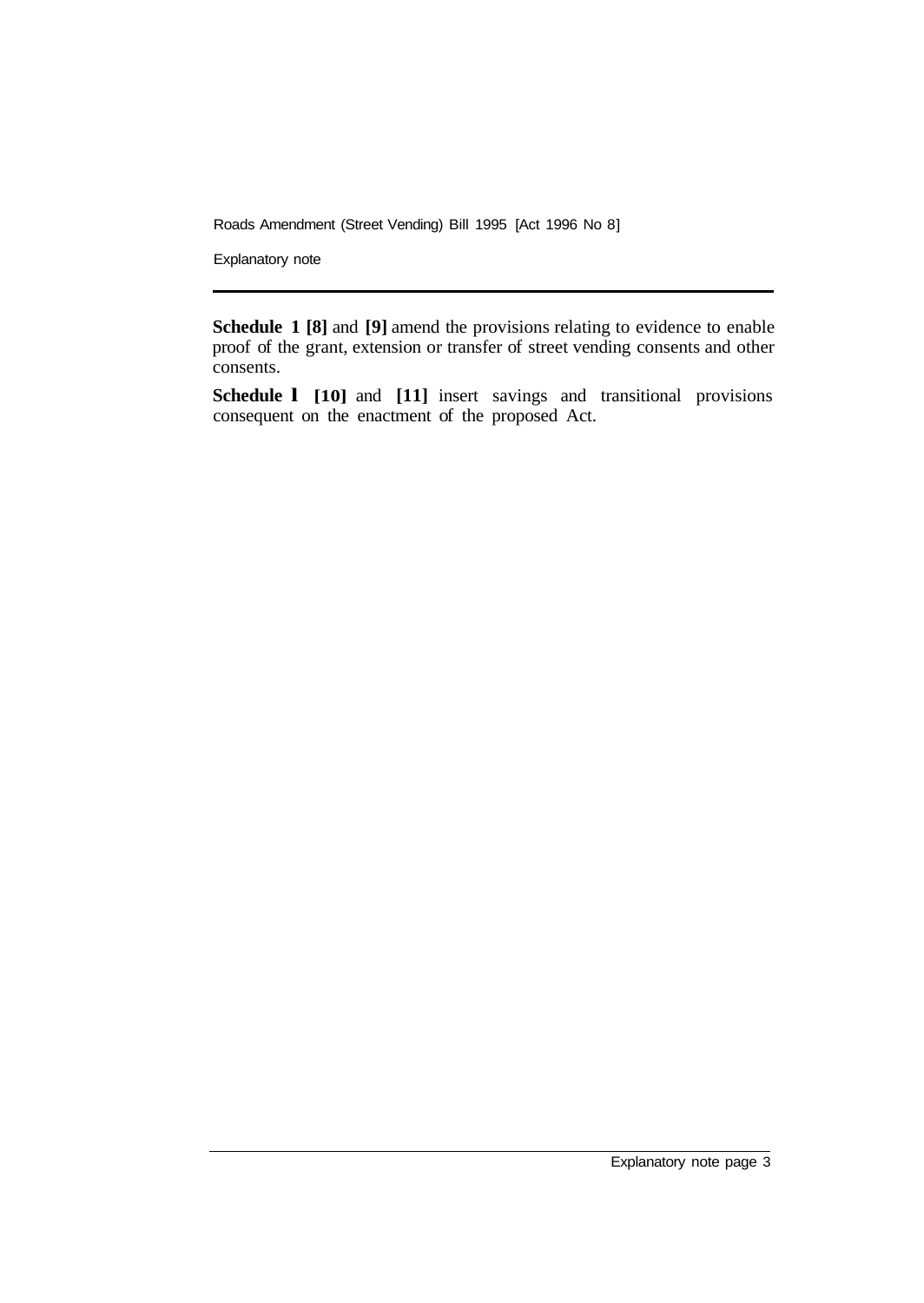**Schedule 1 [8]** and **[9]** amend the provisions relating to evidence to enable proof of the grant, extension or transfer of street vending consents and other consents.

**Schedule l [10]** and **[11]** insert savings and transitional provisions consequent on the enactment of the proposed Act.